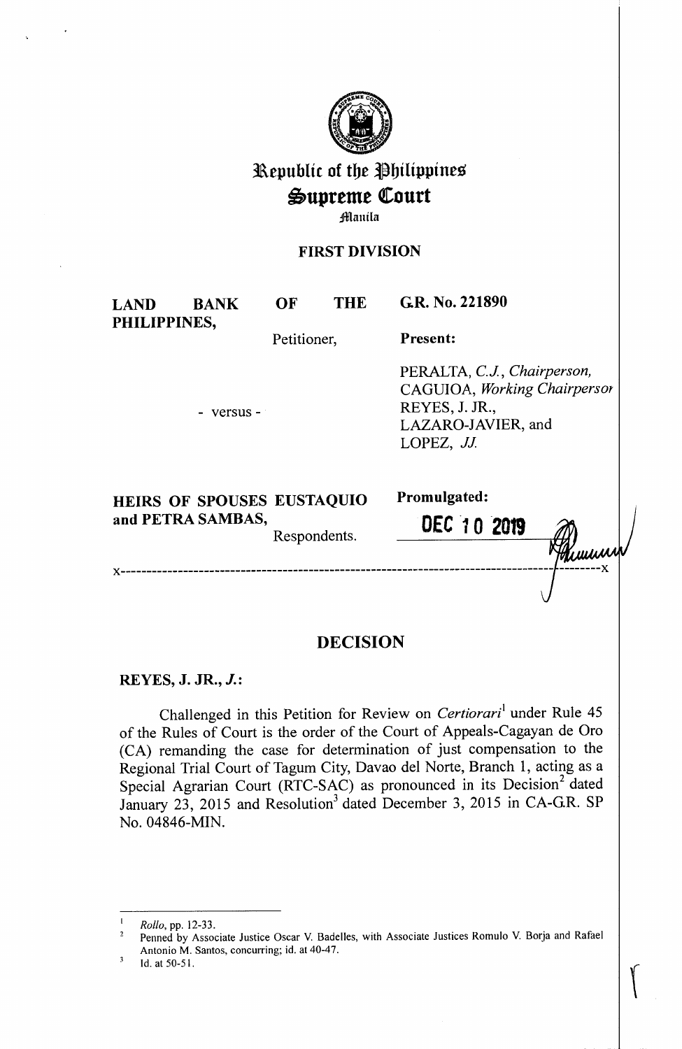# Republic of the Philippines
# Supreme Court
Manila

## FIRST DIVISION

**LAND BANK OF THE PHILIPPINES,**
Petitioner,

- versus -

**HEIRS OF SPOUSES EUSTAQUIO and PETRA SAMBAS,**
Respondents.

**G.R. No. 221890**

**Present:**

PERALTA, *C.J., Chairperson,*
CAGUIOA, *Working Chairperson*
REYES, J. JR.,
LAZARO-JAVIER, and
LOPEZ, *JJ.*

**Promulgated:**

**DEC 10 2019**

x-----------------------------------------------------------------------------------------x

## DECISION

**REYES, J. JR., *J.*:**

Challenged in this Petition for Review on *Certiorari*[1] under Rule 45 of the Rules of Court is the order of the Court of Appeals-Cagayan de Oro (CA) remanding the case for determination of just compensation to the Regional Trial Court of Tagum City, Davao del Norte, Branch 1, acting as a Special Agrarian Court (RTC-SAC) as pronounced in its Decision[2] dated January 23, 2015 and Resolution[3] dated December 3, 2015 in CA-G.R. SP No. 04846-MIN.

---

[1] *Rollo*, pp. 12-33.

[2] Penned by Associate Justice Oscar V. Badelles, with Associate Justices Romulo V. Borja and Rafael Antonio M. Santos, concurring; id. at 40-47.

[3] Id. at 50-51.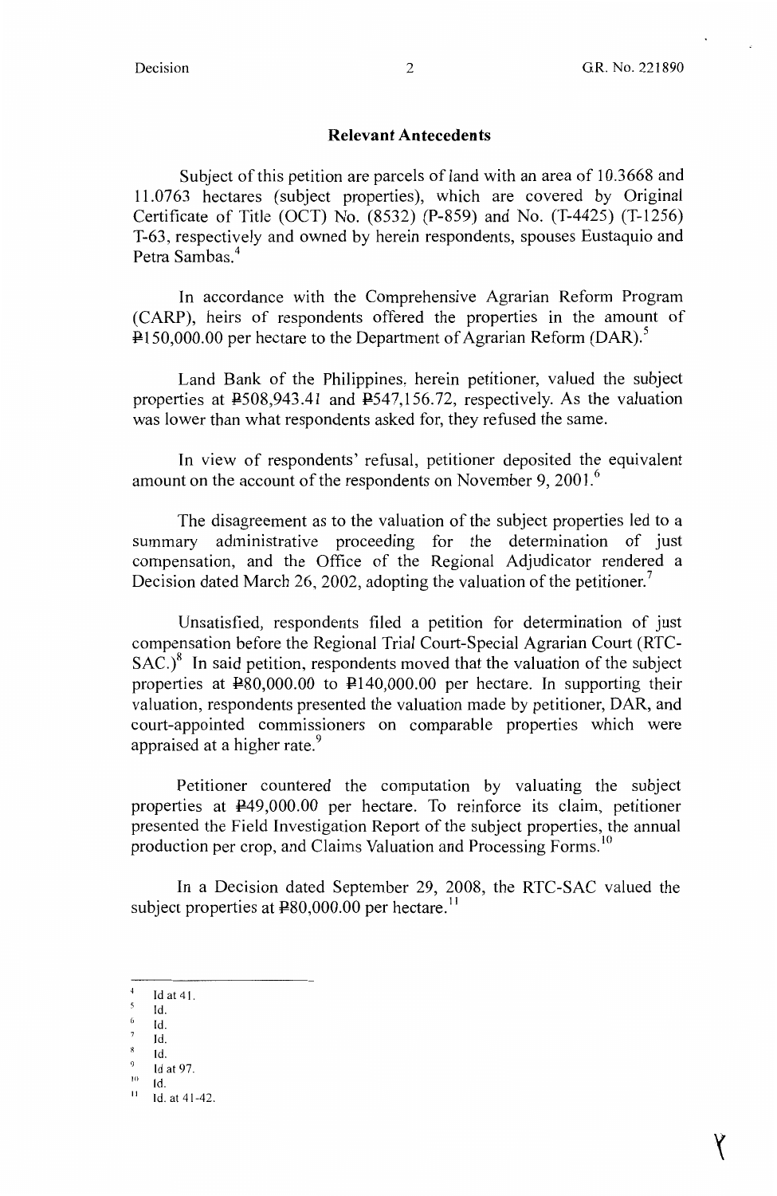## Relevant Antecedents

Subject of this petition are parcels of land with an area of 10.3668 and 11.0763 hectares (subject properties), which are covered by Original Certificate of Title (OCT) No. (8532) (P-859) and No. (T-4425) (T-1256) T-63, respectively and owned by herein respondents, spouses Eustaquio and Petra Sambas.[4]

In accordance with the Comprehensive Agrarian Reform Program (CARP), heirs of respondents offered the properties in the amount of ₱150,000.00 per hectare to the Department of Agrarian Reform (DAR).[5]

Land Bank of the Philippines, herein petitioner, valued the subject properties at ₱508,943.41 and ₱547,156.72, respectively. As the valuation was lower than what respondents asked for, they refused the same.

In view of respondents' refusal, petitioner deposited the equivalent amount on the account of the respondents on November 9, 2001.[6]

The disagreement as to the valuation of the subject properties led to a summary administrative proceeding for the determination of just compensation, and the Office of the Regional Adjudicator rendered a Decision dated March 26, 2002, adopting the valuation of the petitioner.[7]

Unsatisfied, respondents filed a petition for determination of just compensation before the Regional Trial Court-Special Agrarian Court (RTC-SAC.)[8] In said petition, respondents moved that the valuation of the subject properties at ₱80,000.00 to ₱140,000.00 per hectare. In supporting their valuation, respondents presented the valuation made by petitioner, DAR, and court-appointed commissioners on comparable properties which were appraised at a higher rate.[9]

Petitioner countered the computation by valuating the subject properties at ₱49,000.00 per hectare. To reinforce its claim, petitioner presented the Field Investigation Report of the subject properties, the annual production per crop, and Claims Valuation and Processing Forms.[10]

In a Decision dated September 29, 2008, the RTC-SAC valued the subject properties at ₱80,000.00 per hectare.[11]

---

[4] Id at 41.

[5] Id.

[6] Id.

[7] Id.

[8] Id.

[9] Id at 97.

[10] Id.

[11] Id. at 41-42.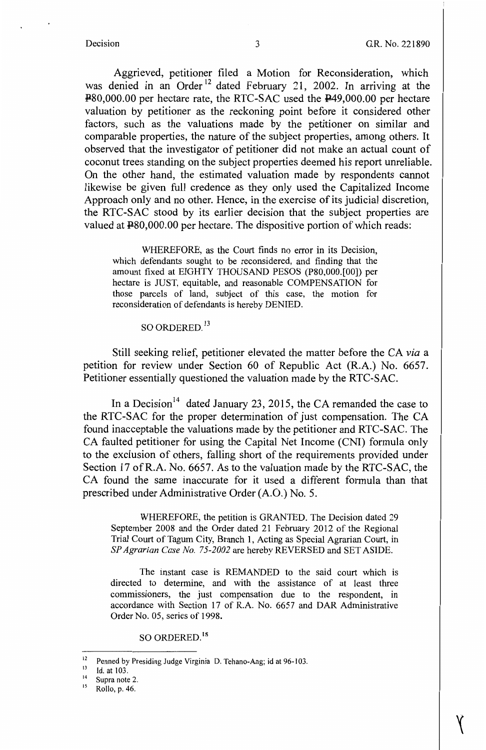Aggrieved, petitioner filed a Motion for Reconsideration, which was denied in an Order[12] dated February 21, 2002. In arriving at the ₱80,000.00 per hectare rate, the RTC-SAC used the ₱49,000.00 per hectare valuation by petitioner as the reckoning point before it considered other factors, such as the valuations made by the petitioner on similar and comparable properties, the nature of the subject properties, among others. It observed that the investigator of petitioner did not make an actual count of coconut trees standing on the subject properties deemed his report unreliable. On the other hand, the estimated valuation made by respondents cannot likewise be given full credence as they only used the Capitalized Income Approach only and no other. Hence, in the exercise of its judicial discretion, the RTC-SAC stood by its earlier decision that the subject properties are valued at ₱80,000.00 per hectare. The dispositive portion of which reads:

> WHEREFORE, as the Court finds no error in its Decision, which defendants sought to be reconsidered, and finding that the amount fixed at EIGHTY THOUSAND PESOS (P80,000.[00]) per hectare is JUST, equitable, and reasonable COMPENSATION for those parcels of land, subject of this case, the motion for reconsideration of defendants is hereby DENIED.
>
> SO ORDERED.[13]

Still seeking relief, petitioner elevated the matter before the CA *via* a petition for review under Section 60 of Republic Act (R.A.) No. 6657. Petitioner essentially questioned the valuation made by the RTC-SAC.

In a Decision[14] dated January 23, 2015, the CA remanded the case to the RTC-SAC for the proper determination of just compensation. The CA found inacceptable the valuations made by the petitioner and RTC-SAC. The CA faulted petitioner for using the Capital Net Income (CNI) formula only to the exclusion of others, falling short of the requirements provided under Section 17 of R.A. No. 6657. As to the valuation made by the RTC-SAC, the CA found the same inaccurate for it used a different formula than that prescribed under Administrative Order (A.O.) No. 5.

> WHEREFORE, the petition is GRANTED. The Decision dated 29 September 2008 and the Order dated 21 February 2012 of the Regional Trial Court of Tagum City, Branch 1, Acting as Special Agrarian Court, in *SP Agrarian Case No. 75-2002* are hereby REVERSED and SET ASIDE.
>
> The instant case is REMANDED to the said court which is directed to determine, and with the assistance of at least three commissioners, the just compensation due to the respondent, in accordance with Section 17 of R.A. No. 6657 and DAR Administrative Order No. 05, series of 1998.
>
> SO ORDERED.[15]

---

[12] Penned by Presiding Judge Virginia D. Tehano-Ang; id at 96-103.

[13] Id. at 103.

[14] Supra note 2.

[15] Rollo, p. 46.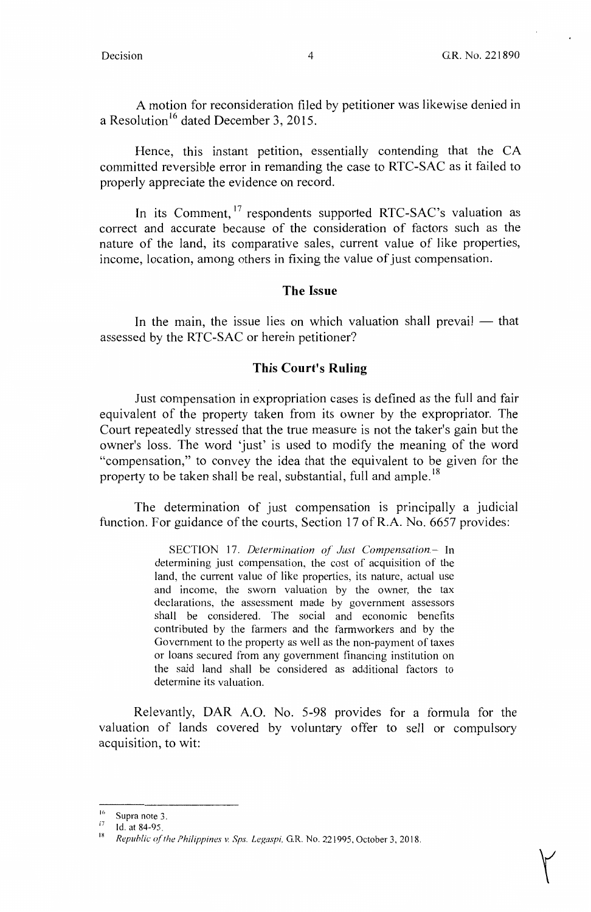A motion for reconsideration filed by petitioner was likewise denied in a Resolution[16] dated December 3, 2015.

Hence, this instant petition, essentially contending that the CA committed reversible error in remanding the case to RTC-SAC as it failed to properly appreciate the evidence on record.

In its Comment,[17] respondents supported RTC-SAC's valuation as correct and accurate because of the consideration of factors such as the nature of the land, its comparative sales, current value of like properties, income, location, among others in fixing the value of just compensation.

## The Issue

In the main, the issue lies on which valuation shall prevail — that assessed by the RTC-SAC or herein petitioner?

## This Court's Ruling

Just compensation in expropriation cases is defined as the full and fair equivalent of the property taken from its owner by the expropriator. The Court repeatedly stressed that the true measure is not the taker's gain but the owner's loss. The word 'just' is used to modify the meaning of the word "compensation," to convey the idea that the equivalent to be given for the property to be taken shall be real, substantial, full and ample.[18]

The determination of just compensation is principally a judicial function. For guidance of the courts, Section 17 of R.A. No. 6657 provides:

> SECTION 17. *Determination of Just Compensation.*– In determining just compensation, the cost of acquisition of the land, the current value of like properties, its nature, actual use and income, the sworn valuation by the owner, the tax declarations, the assessment made by government assessors shall be considered. The social and economic benefits contributed by the farmers and the farmworkers and by the Government to the property as well as the non-payment of taxes or loans secured from any government financing institution on the said land shall be considered as additional factors to determine its valuation.

Relevantly, DAR A.O. No. 5-98 provides for a formula for the valuation of lands covered by voluntary offer to sell or compulsory acquisition, to wit:

---

[16] Supra note 3.

[17] Id. at 84-95.

[18] *Republic of the Philippines v. Sps. Legaspi*, G.R. No. 221995, October 3, 2018.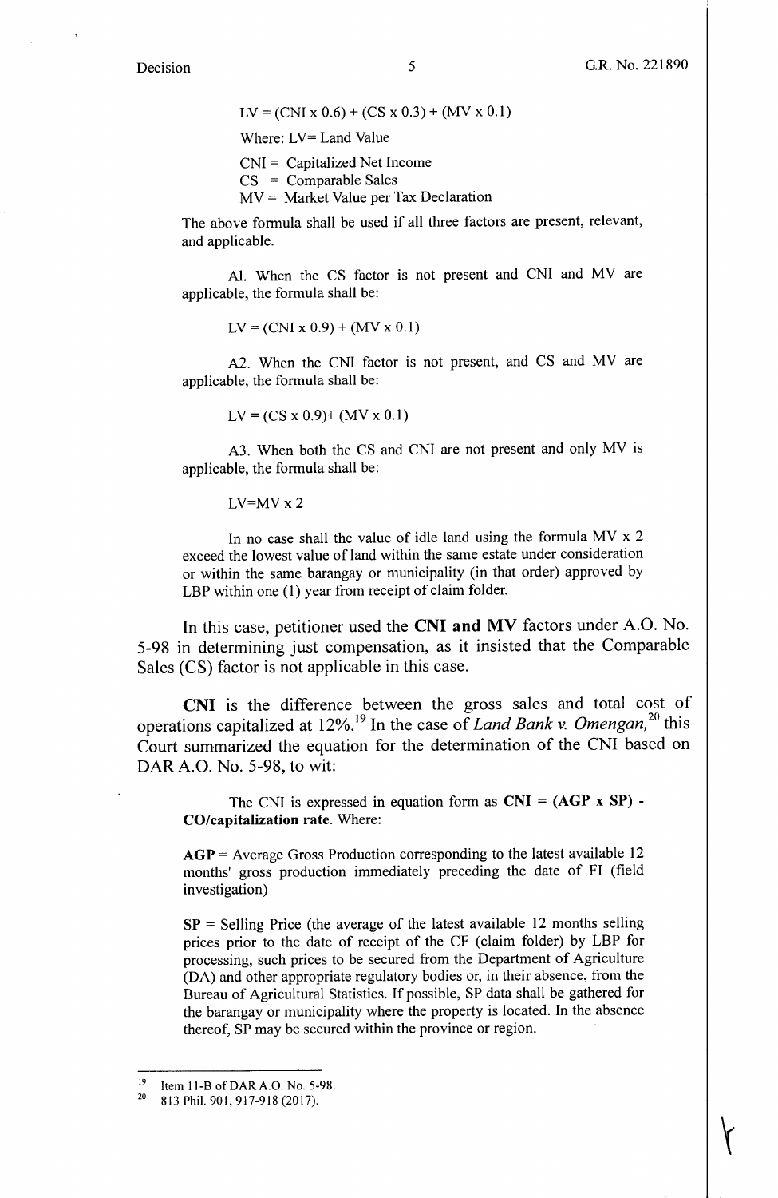$LV = (CNI \times 0.6) + (CS \times 0.3) + (MV \times 0.1)$

Where: LV= Land Value

CNI = Capitalized Net Income
CS = Comparable Sales
MV = Market Value per Tax Declaration

The above formula shall be used if all three factors are present, relevant, and applicable.

A1. When the CS factor is not present and CNI and MV are applicable, the formula shall be:

$LV = (CNI \times 0.9) + (MV \times 0.1)$

A2. When the CNI factor is not present, and CS and MV are applicable, the formula shall be:

$LV = (CS \times 0.9) + (MV \times 0.1)$

A3. When both the CS and CNI are not present and only MV is applicable, the formula shall be:

$LV = MV \times 2$

In no case shall the value of idle land using the formula MV x 2 exceed the lowest value of land within the same estate under consideration or within the same barangay or municipality (in that order) approved by LBP within one (1) year from receipt of claim folder.

In this case, petitioner used the **CNI and MV** factors under A.O. No. 5-98 in determining just compensation, as it insisted that the Comparable Sales (CS) factor is not applicable in this case.

**CNI** is the difference between the gross sales and total cost of operations capitalized at 12%.[19] In the case of *Land Bank v. Omengan,*[20] this Court summarized the equation for the determination of the CNI based on DAR A.O. No. 5-98, to wit:

> The CNI is expressed in equation form as **CNI = (AGP x SP) - CO/capitalization rate**. Where:
>
> **AGP** = Average Gross Production corresponding to the latest available 12 months' gross production immediately preceding the date of FI (field investigation)
>
> **SP** = Selling Price (the average of the latest available 12 months selling prices prior to the date of receipt of the CF (claim folder) by LBP for processing, such prices to be secured from the Department of Agriculture (DA) and other appropriate regulatory bodies or, in their absence, from the Bureau of Agricultural Statistics. If possible, SP data shall be gathered for the barangay or municipality where the property is located. In the absence thereof, SP may be secured within the province or region.

---

[19] Item 11-B of DAR A.O. No. 5-98.

[20] 813 Phil. 901, 917-918 (2017).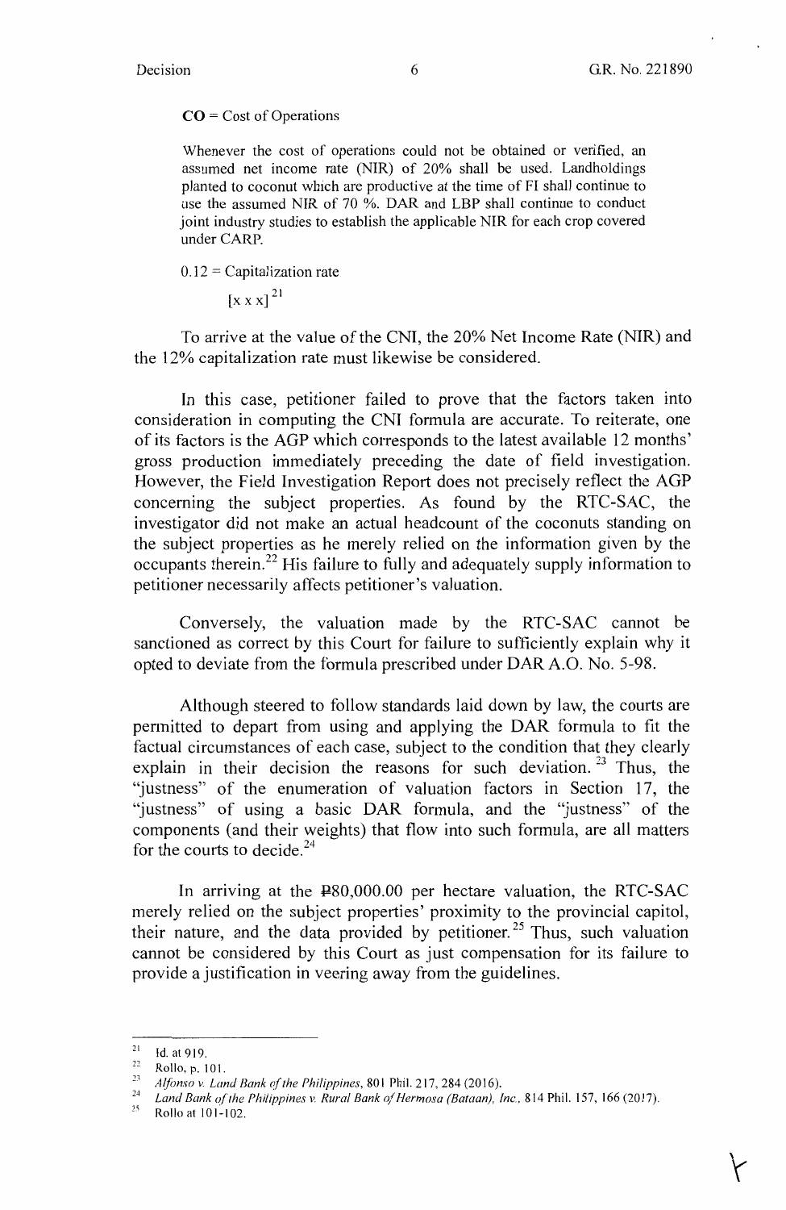**CO** = Cost of Operations

> Whenever the cost of operations could not be obtained or verified, an assumed net income rate (NIR) of 20% shall be used. Landholdings planted to coconut which are productive at the time of FI shall continue to use the assumed NIR of 70 %. DAR and LBP shall continue to conduct joint industry studies to establish the applicable NIR for each crop covered under CARP.
>
> 0.12 = Capitalization rate
>
> [x x x][21]

To arrive at the value of the CNI, the 20% Net Income Rate (NIR) and the 12% capitalization rate must likewise be considered.

In this case, petitioner failed to prove that the factors taken into consideration in computing the CNI formula are accurate. To reiterate, one of its factors is the AGP which corresponds to the latest available 12 months' gross production immediately preceding the date of field investigation. However, the Field Investigation Report does not precisely reflect the AGP concerning the subject properties. As found by the RTC-SAC, the investigator did not make an actual headcount of the coconuts standing on the subject properties as he merely relied on the information given by the occupants therein.[22] His failure to fully and adequately supply information to petitioner necessarily affects petitioner's valuation.

Conversely, the valuation made by the RTC-SAC cannot be sanctioned as correct by this Court for failure to sufficiently explain why it opted to deviate from the formula prescribed under DAR A.O. No. 5-98.

Although steered to follow standards laid down by law, the courts are permitted to depart from using and applying the DAR formula to fit the factual circumstances of each case, subject to the condition that they clearly explain in their decision the reasons for such deviation.[23] Thus, the "justness" of the enumeration of valuation factors in Section 17, the "justness" of using a basic DAR formula, and the "justness" of the components (and their weights) that flow into such formula, are all matters for the courts to decide.[24]

In arriving at the ₱80,000.00 per hectare valuation, the RTC-SAC merely relied on the subject properties' proximity to the provincial capitol, their nature, and the data provided by petitioner.[25] Thus, such valuation cannot be considered by this Court as just compensation for its failure to provide a justification in veering away from the guidelines.

---

[21] Id. at 919.

[22] Rollo, p. 101.

[23] *Alfonso v. Land Bank of the Philippines*, 801 Phil. 217, 284 (2016).

[24] *Land Bank of the Philippines v. Rural Bank of Hermosa (Bataan), Inc.*, 814 Phil. 157, 166 (2017).

[25] Rollo at 101-102.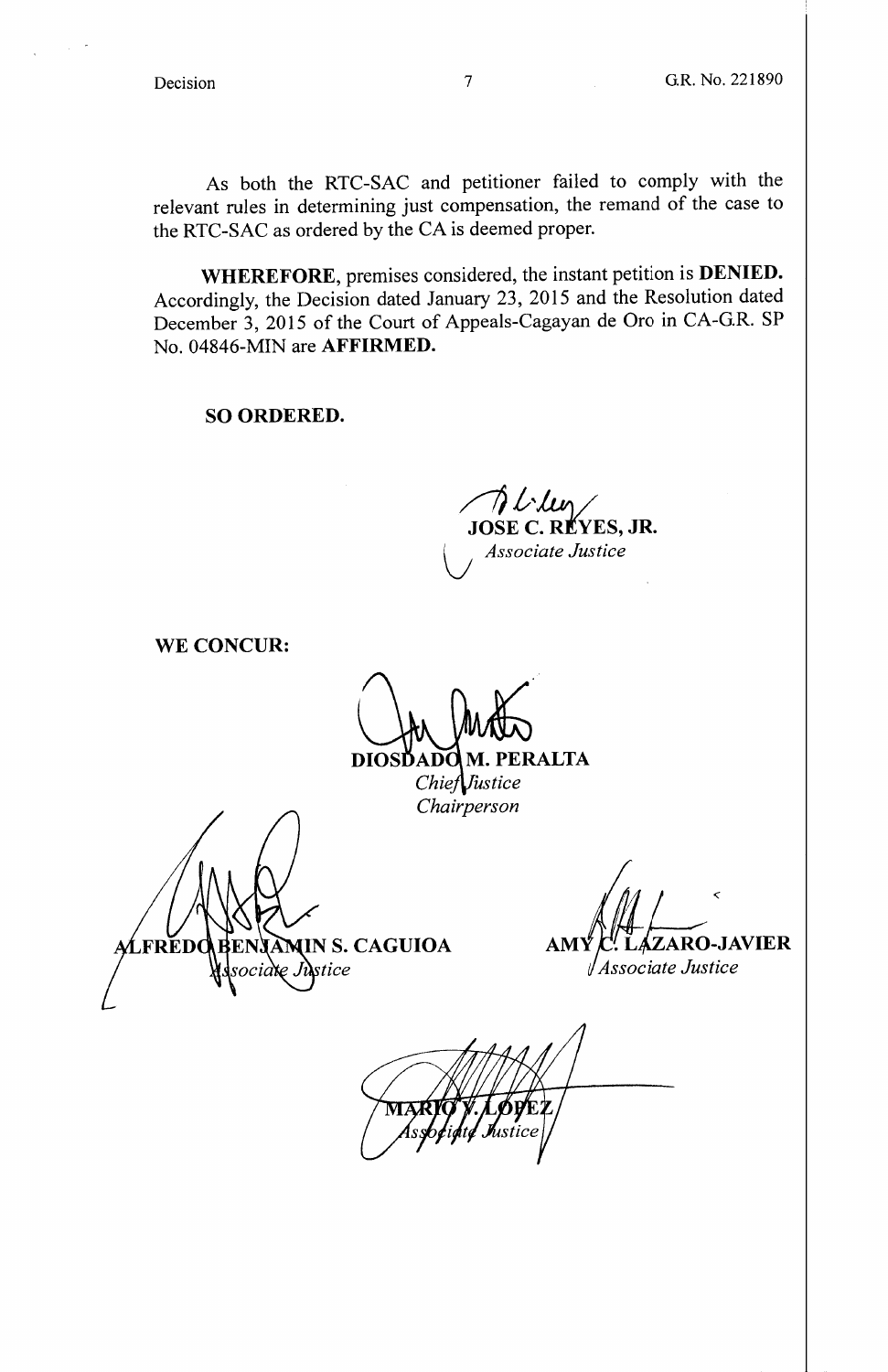As both the RTC-SAC and petitioner failed to comply with the relevant rules in determining just compensation, the remand of the case to the RTC-SAC as ordered by the CA is deemed proper.

**WHEREFORE**, premises considered, the instant petition is **DENIED.** Accordingly, the Decision dated January 23, 2015 and the Resolution dated December 3, 2015 of the Court of Appeals-Cagayan de Oro in CA-G.R. SP No. 04846-MIN are **AFFIRMED.**

**SO ORDERED.**

**JOSE C. REYES, JR.**
*Associate Justice*

**WE CONCUR:**

**DIOSDADO M. PERALTA**
*Chief Justice*
*Chairperson*

**ALFREDO BENJAMIN S. CAGUIOA**
*Associate Justice*

**AMY C. LAZARO-JAVIER**
*Associate Justice*

**MARIO V. LOPEZ**
*Associate Justice*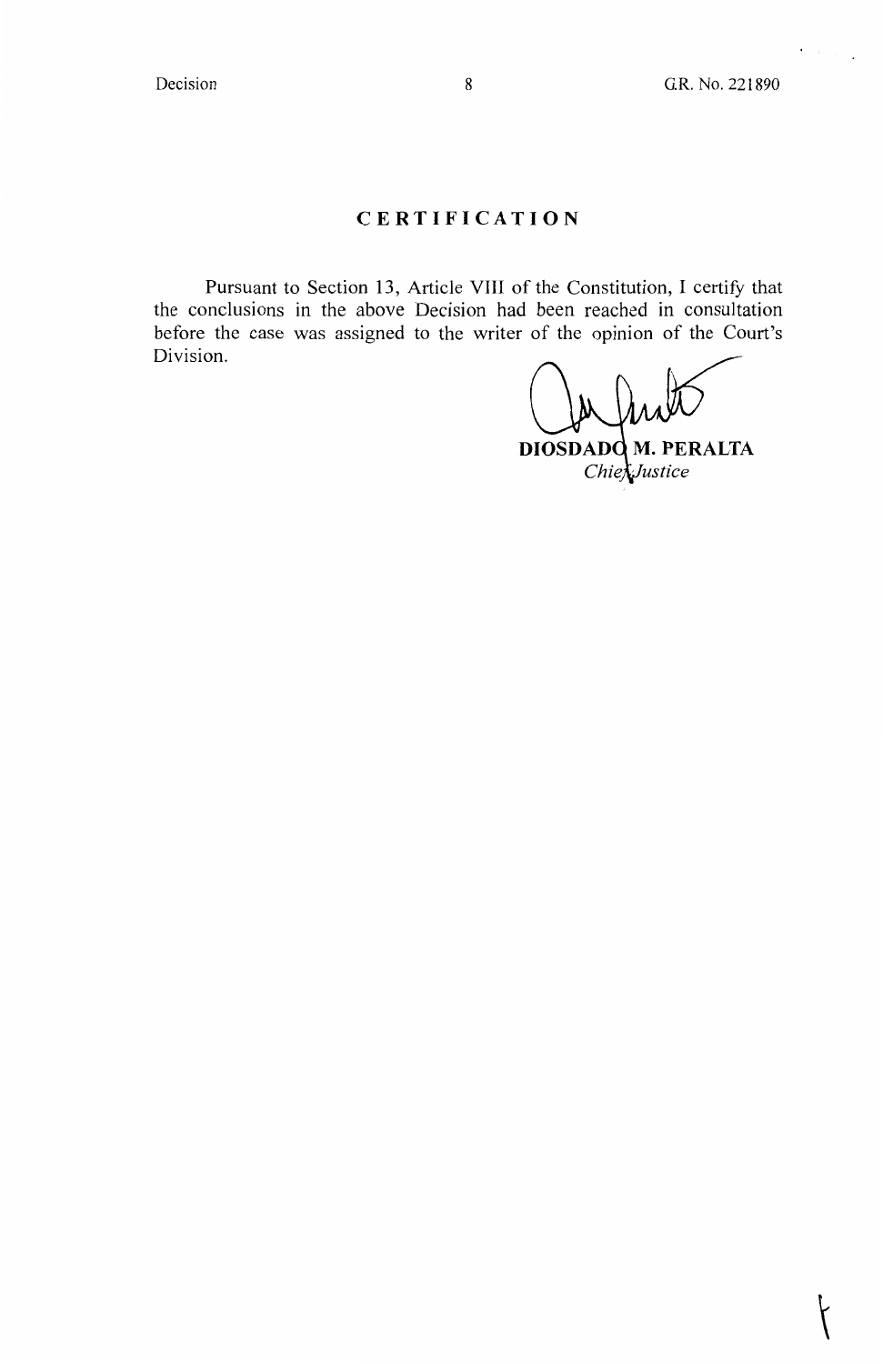## CERTIFICATION

Pursuant to Section 13, Article VIII of the Constitution, I certify that the conclusions in the above Decision had been reached in consultation before the case was assigned to the writer of the opinion of the Court's Division.

**DIOSDADO M. PERALTA**
*Chief Justice*